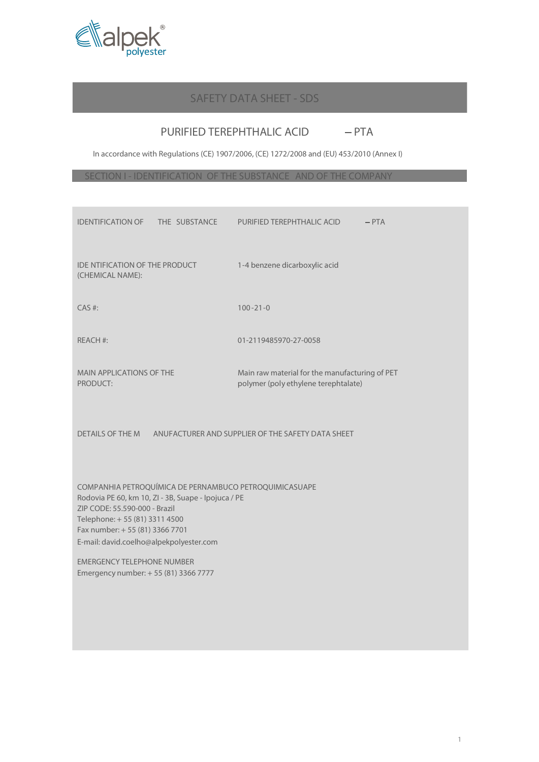# SAFETY DATA SHEET - SDS

## PURIFIED TEREPHTHALIC ACID – PTA

In accordance with Regulations (CE) 1907/2006, (CE) 1272/2008 and (EU) 453/2010 (Annex I)

## SECTION I - IDENTIFICATION OF THE SUBSTANCE AND OF THE COMPANY

| | |
|---|---|
| IDENTIFICATION OF THE SUBSTANCE | PURIFIED TEREPHTHALIC ACID – PTA |
| IDENTIFICATION OF THE PRODUCT (CHEMICAL NAME): | 1-4 benzene dicarboxylic acid |
| CAS #: | 100-21-0 |
| REACH #: | 01-2119485970-27-0058 |
| MAIN APPLICATIONS OF THE PRODUCT: | Main raw material for the manufacturing of PET polymer (poly ethylene terephtalate) |

DETAILS OF THE MANUFACTURER AND SUPPLIER OF THE SAFETY DATA SHEET

COMPANHIA PETROQUÍMICA DE PERNAMBUCO PETROQUIMICASUAPE
Rodovia PE 60, km 10, ZI - 3B, Suape - Ipojuca / PE
ZIP CODE: 55.590-000 - Brazil
Telephone: + 55 (81) 3311 4500
Fax number: + 55 (81) 3366 7701
E-mail: david.coelho@alpekpolyester.com

EMERGENCY TELEPHONE NUMBER
Emergency number: + 55 (81) 3366 7777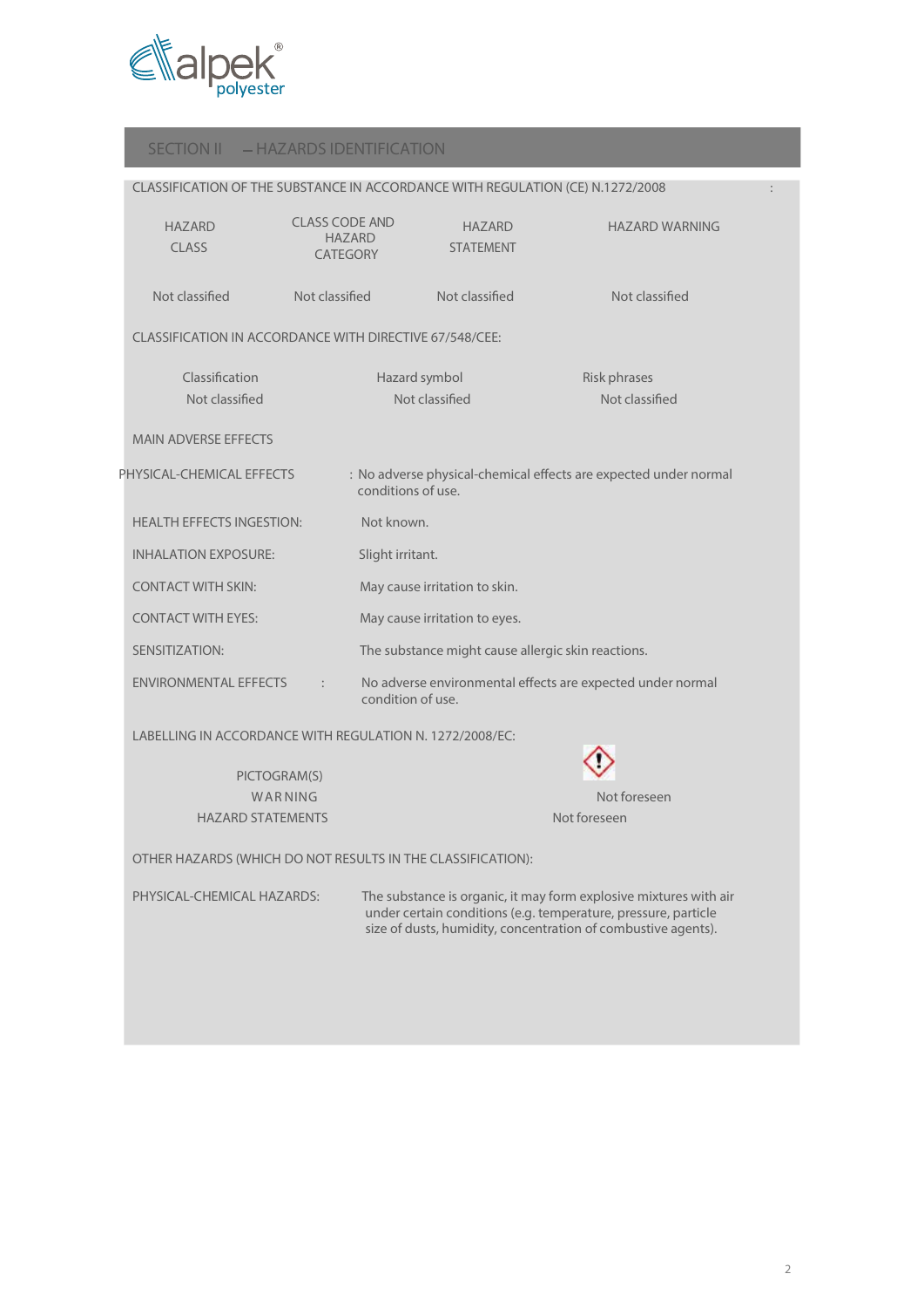## SECTION II – HAZARDS IDENTIFICATION

CLASSIFICATION OF THE SUBSTANCE IN ACCORDANCE WITH REGULATION (CE) N.1272/2008 :

| HAZARD CLASS | CLASS CODE AND HAZARD CATEGORY | HAZARD STATEMENT | HAZARD WARNING |
|---|---|---|---|
| Not classified | Not classified | Not classified | Not classified |

CLASSIFICATION IN ACCORDANCE WITH DIRECTIVE 67/548/CEE:

| Classification | Hazard symbol | Risk phrases |
|---|---|---|
| Not classified | Not classified | Not classified |

MAIN ADVERSE EFFECTS

PHYSICAL-CHEMICAL EFFECTS : No adverse physical-chemical effects are expected under normal conditions of use.

HEALTH EFFECTS INGESTION: Not known.

INHALATION EXPOSURE: Slight irritant.

CONTACT WITH SKIN: May cause irritation to skin.

CONTACT WITH EYES: May cause irritation to eyes.

SENSITIZATION: The substance might cause allergic skin reactions.

ENVIRONMENTAL EFFECTS : No adverse environmental effects are expected under normal condition of use.

LABELLING IN ACCORDANCE WITH REGULATION N. 1272/2008/EC:

PICTOGRAM(S)

WARNING — Not foreseen

HAZARD STATEMENTS — Not foreseen

OTHER HAZARDS (WHICH DO NOT RESULTS IN THE CLASSIFICATION):

PHYSICAL-CHEMICAL HAZARDS: The substance is organic, it may form explosive mixtures with air under certain conditions (e.g. temperature, pressure, particle size of dusts, humidity, concentration of combustive agents).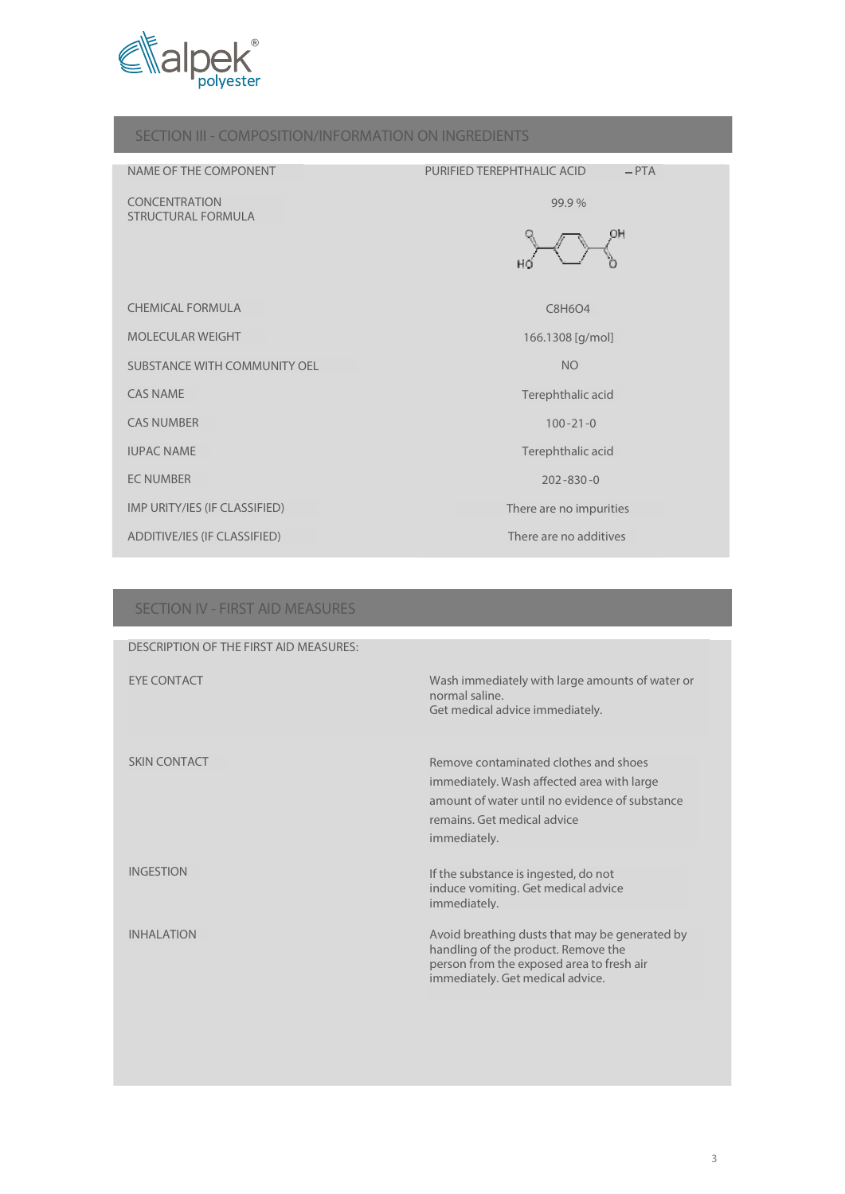## SECTION III - COMPOSITION/INFORMATION ON INGREDIENTS

| | |
|---|---|
| NAME OF THE COMPONENT | PURIFIED TEREPHTHALIC ACID – PTA |
| CONCENTRATION | 99.9 % |
| STRUCTURAL FORMULA | |
| CHEMICAL FORMULA | $C_8H_6O_4$ |
| MOLECULAR WEIGHT | 166.1308 [g/mol] |
| SUBSTANCE WITH COMMUNITY OEL | NO |
| CAS NAME | Terephthalic acid |
| CAS NUMBER | 100-21-0 |
| IUPAC NAME | Terephthalic acid |
| EC NUMBER | 202-830-0 |
| IMP URITY/IES (IF CLASSIFIED) | There are no impurities |
| ADDITIVE/IES (IF CLASSIFIED) | There are no additives |

## SECTION IV - FIRST AID MEASURES

DESCRIPTION OF THE FIRST AID MEASURES:

| | |
|---|---|
| EYE CONTACT | Wash immediately with large amounts of water or normal saline. Get medical advice immediately. |
| SKIN CONTACT | Remove contaminated clothes and shoes immediately. Wash affected area with large amount of water until no evidence of substance remains. Get medical advice immediately. |
| INGESTION | If the substance is ingested, do not induce vomiting. Get medical advice immediately. |
| INHALATION | Avoid breathing dusts that may be generated by handling of the product. Remove the person from the exposed area to fresh air immediately. Get medical advice. |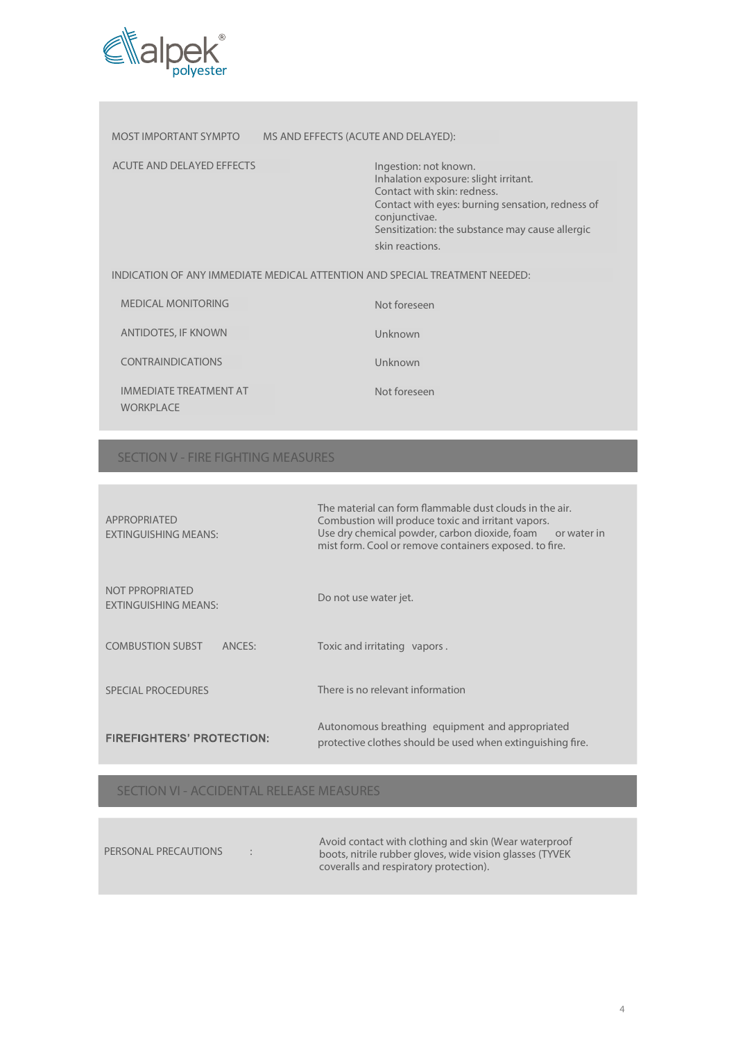MOST IMPORTANT SYMPTOMS AND EFFECTS (ACUTE AND DELAYED):

| ACUTE AND DELAYED EFFECTS | Ingestion: not known.<br>Inhalation exposure: slight irritant.<br>Contact with skin: redness.<br>Contact with eyes: burning sensation, redness of conjunctivae.<br>Sensitization: the substance may cause allergic skin reactions. |
|---|---|

INDICATION OF ANY IMMEDIATE MEDICAL ATTENTION AND SPECIAL TREATMENT NEEDED:

| MEDICAL MONITORING | Not foreseen |
|---|---|
| ANTIDOTES, IF KNOWN | Unknown |
| CONTRAINDICATIONS | Unknown |
| IMMEDIATE TREATMENT AT WORKPLACE | Not foreseen |

## SECTION V - FIRE FIGHTING MEASURES

| APPROPRIATED EXTINGUISHING MEANS: | The material can form flammable dust clouds in the air. Combustion will produce toxic and irritant vapors. Use dry chemical powder, carbon dioxide, foam or water in mist form. Cool or remove containers exposed. to fire. |
|---|---|
| NOT PPROPRIATED EXTINGUISHING MEANS: | Do not use water jet. |
| COMBUSTION SUBSTANCES: | Toxic and irritating vapors . |
| SPECIAL PROCEDURES | There is no relevant information |
| **FIREFIGHTERS' PROTECTION:** | Autonomous breathing equipment and appropriated protective clothes should be used when extinguishing fire. |

## SECTION VI - ACCIDENTAL RELEASE MEASURES

| PERSONAL PRECAUTIONS : | Avoid contact with clothing and skin (Wear waterproof boots, nitrile rubber gloves, wide vision glasses (TYVEK coveralls and respiratory protection). |
|---|---|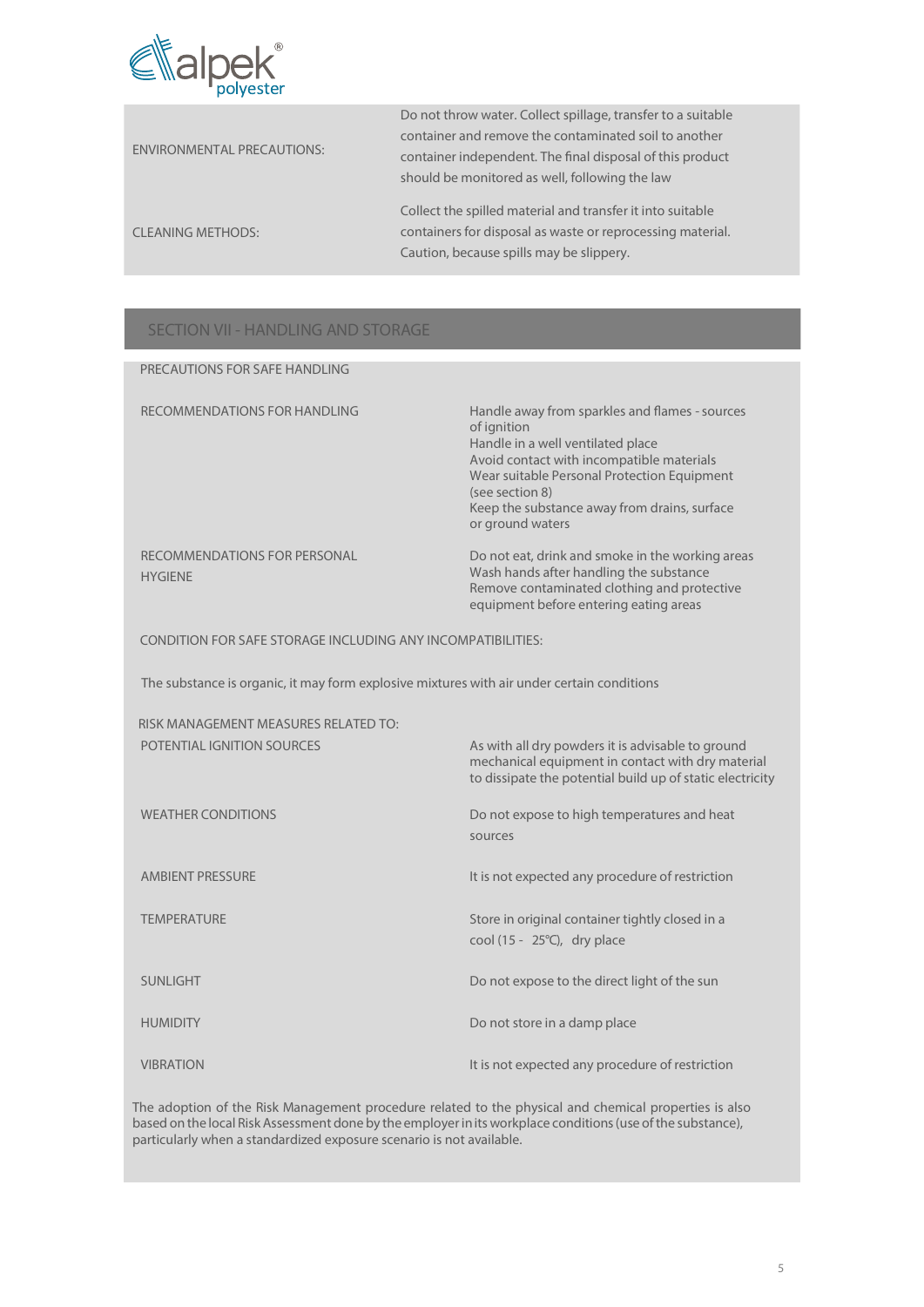| | |
|---|---|
| ENVIRONMENTAL PRECAUTIONS: | Do not throw water. Collect spillage, transfer to a suitable container and remove the contaminated soil to another container independent. The final disposal of this product should be monitored as well, following the law |
| CLEANING METHODS: | Collect the spilled material and transfer it into suitable containers for disposal as waste or reprocessing material. Caution, because spills may be slippery. |

## SECTION VII - HANDLING AND STORAGE

PRECAUTIONS FOR SAFE HANDLING

| | |
|---|---|
| RECOMMENDATIONS FOR HANDLING | Handle away from sparkles and flames - sources of ignition<br>Handle in a well ventilated place<br>Avoid contact with incompatible materials<br>Wear suitable Personal Protection Equipment (see section 8)<br>Keep the substance away from drains, surface or ground waters |
| RECOMMENDATIONS FOR PERSONAL HYGIENE | Do not eat, drink and smoke in the working areas<br>Wash hands after handling the substance<br>Remove contaminated clothing and protective equipment before entering eating areas |

CONDITION FOR SAFE STORAGE INCLUDING ANY INCOMPATIBILITIES:

The substance is organic, it may form explosive mixtures with air under certain conditions

RISK MANAGEMENT MEASURES RELATED TO:

| | |
|---|---|
| POTENTIAL IGNITION SOURCES | As with all dry powders it is advisable to ground mechanical equipment in contact with dry material to dissipate the potential build up of static electricity |
| WEATHER CONDITIONS | Do not expose to high temperatures and heat sources |
| AMBIENT PRESSURE | It is not expected any procedure of restriction |
| TEMPERATURE | Store in original container tightly closed in a cool (15 - 25℃), dry place |
| SUNLIGHT | Do not expose to the direct light of the sun |
| HUMIDITY | Do not store in a damp place |
| VIBRATION | It is not expected any procedure of restriction |

The adoption of the Risk Management procedure related to the physical and chemical properties is also based on the local Risk Assessment done by the employer in its workplace conditions (use of the substance), particularly when a standardized exposure scenario is not available.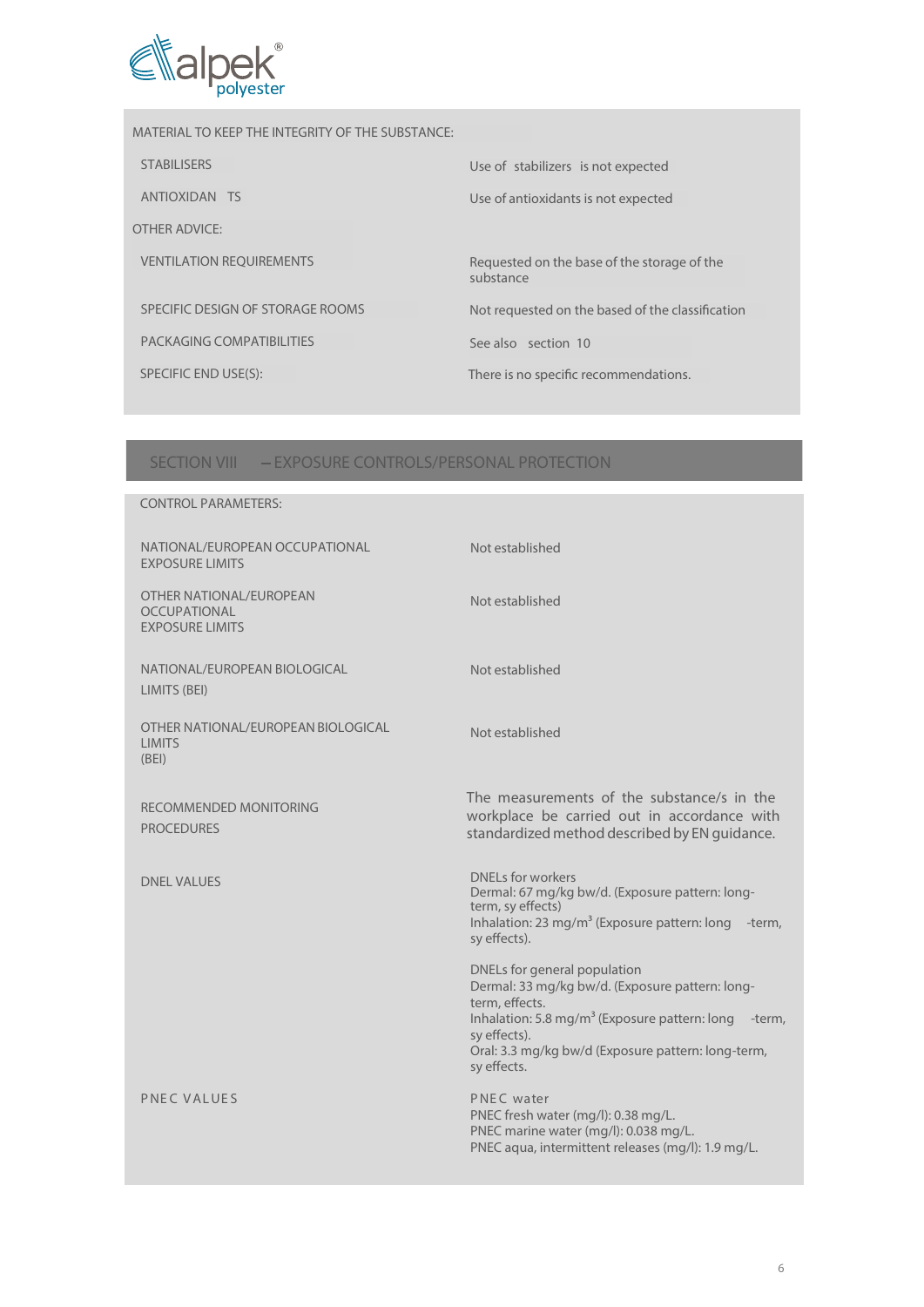| MATERIAL TO KEEP THE INTEGRITY OF THE SUBSTANCE: | |
|---|---|
| STABILISERS | Use of stabilizers is not expected |
| ANTIOXIDANTS | Use of antioxidants is not expected |
| OTHER ADVICE: | |
| VENTILATION REQUIREMENTS | Requested on the base of the storage of the substance |
| SPECIFIC DESIGN OF STORAGE ROOMS | Not requested on the based of the classification |
| PACKAGING COMPATIBILITIES | See also section 10 |
| SPECIFIC END USE(S): | There is no specific recommendations. |

## SECTION VIII – EXPOSURE CONTROLS/PERSONAL PROTECTION

| CONTROL PARAMETERS: | |
|---|---|
| NATIONAL/EUROPEAN OCCUPATIONAL EXPOSURE LIMITS | Not established |
| OTHER NATIONAL/EUROPEAN OCCUPATIONAL EXPOSURE LIMITS | Not established |
| NATIONAL/EUROPEAN BIOLOGICAL LIMITS (BEI) | Not established |
| OTHER NATIONAL/EUROPEAN BIOLOGICAL LIMITS (BEI) | Not established |
| RECOMMENDED MONITORING PROCEDURES | The measurements of the substance/s in the workplace be carried out in accordance with standardized method described by EN guidance. |
| DNEL VALUES | DNELs for workers<br>Dermal: 67 mg/kg bw/d. (Exposure pattern: long-term, sy effects)<br>Inhalation: 23 mg/m³ (Exposure pattern: long -term, sy effects).<br><br>DNELs for general population<br>Dermal: 33 mg/kg bw/d. (Exposure pattern: long-term, effects.<br>Inhalation: 5.8 mg/m³ (Exposure pattern: long -term, sy effects).<br>Oral: 3.3 mg/kg bw/d (Exposure pattern: long-term, sy effects. |
| PNEC VALUES | PNEC water<br>PNEC fresh water (mg/l): 0.38 mg/L.<br>PNEC marine water (mg/l): 0.038 mg/L.<br>PNEC aqua, intermittent releases (mg/l): 1.9 mg/L. |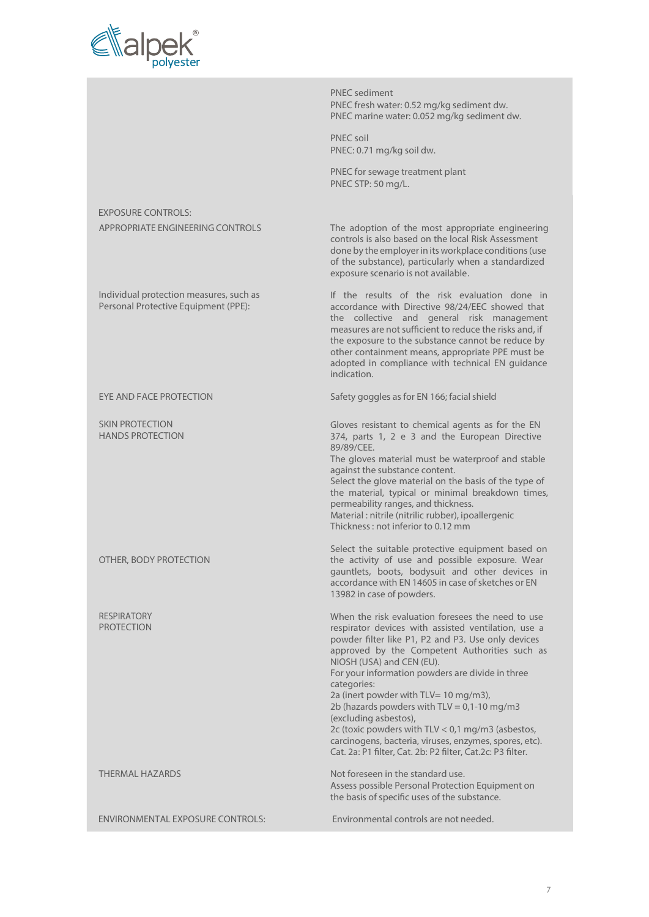PNEC sediment
PNEC fresh water: 0.52 mg/kg sediment dw.
PNEC marine water: 0.052 mg/kg sediment dw.

PNEC soil
PNEC: 0.71 mg/kg soil dw.

PNEC for sewage treatment plant
PNEC STP: 50 mg/L.

| EXPOSURE CONTROLS: | |
|---|---|
| APPROPRIATE ENGINEERING CONTROLS | The adoption of the most appropriate engineering controls is also based on the local Risk Assessment done by the employer in its workplace conditions (use of the substance), particularly when a standardized exposure scenario is not available. |
| Individual protection measures, such as Personal Protective Equipment (PPE): | If the results of the risk evaluation done in accordance with Directive 98/24/EEC showed that the collective and general risk management measures are not sufficient to reduce the risks and, if the exposure to the substance cannot be reduce by other containment means, appropriate PPE must be adopted in compliance with technical EN guidance indication. |
| EYE AND FACE PROTECTION | Safety goggles as for EN 166; facial shield |
| SKIN PROTECTION<br>HANDS PROTECTION | Gloves resistant to chemical agents as for the EN 374, parts 1, 2 e 3 and the European Directive 89/89/CEE.<br>The gloves material must be waterproof and stable against the substance content.<br>Select the glove material on the basis of the type of the material, typical or minimal breakdown times, permeability ranges, and thickness.<br>Material : nitrile (nitrilic rubber), ipoallergenic<br>Thickness : not inferior to 0.12 mm |
| OTHER, BODY PROTECTION | Select the suitable protective equipment based on the activity of use and possible exposure. Wear gauntlets, boots, bodysuit and other devices in accordance with EN 14605 in case of sketches or EN 13982 in case of powders. |
| RESPIRATORY PROTECTION | When the risk evaluation foresees the need to use respirator devices with assisted ventilation, use a powder filter like P1, P2 and P3. Use only devices approved by the Competent Authorities such as NIOSH (USA) and CEN (EU).<br>For your information powders are divide in three categories:<br>2a (inert powder with TLV= 10 mg/m3),<br>2b (hazards powders with TLV = 0,1-10 mg/m3 (excluding asbestos),<br>2c (toxic powders with TLV < 0,1 mg/m3 (asbestos, carcinogens, bacteria, viruses, enzymes, spores, etc).<br>Cat. 2a: P1 filter, Cat. 2b: P2 filter, Cat.2c: P3 filter. |
| THERMAL HAZARDS | Not foreseen in the standard use.<br>Assess possible Personal Protection Equipment on the basis of specific uses of the substance. |
| ENVIRONMENTAL EXPOSURE CONTROLS: | Environmental controls are not needed. |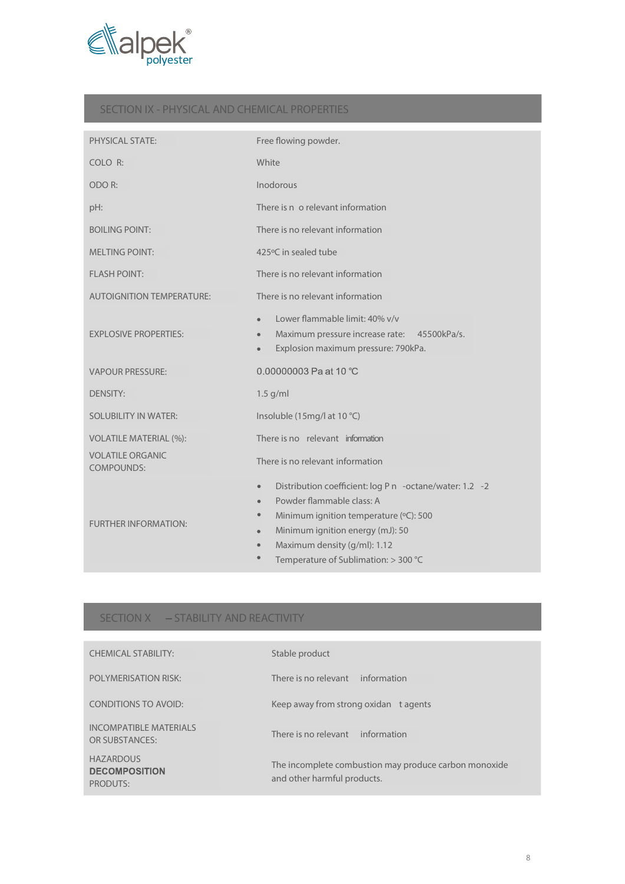## SECTION IX - PHYSICAL AND CHEMICAL PROPERTIES

| | |
|---|---|
| PHYSICAL STATE: | Free flowing powder. |
| COLO R: | White |
| ODO R: | Inodorous |
| pH: | There is n o relevant information |
| BOILING POINT: | There is no relevant information |
| MELTING POINT: | 425ºC in sealed tube |
| FLASH POINT: | There is no relevant information |
| AUTOIGNITION TEMPERATURE: | There is no relevant information |
| EXPLOSIVE PROPERTIES: | • Lower flammable limit: 40% v/v<br>• Maximum pressure increase rate: 45500kPa/s.<br>• Explosion maximum pressure: 790kPa. |
| VAPOUR PRESSURE: | 0.00000003 Pa at 10 °C |
| DENSITY: | 1.5 g/ml |
| SOLUBILITY IN WATER: | Insoluble (15mg/l at 10 °C) |
| VOLATILE MATERIAL (%): | There is no relevant information |
| VOLATILE ORGANIC COMPOUNDS: | There is no relevant information |
| FURTHER INFORMATION: | • Distribution coefficient: log P n -octane/water: 1.2 -2<br>• Powder flammable class: A<br>• Minimum ignition temperature (ºC): 500<br>• Minimum ignition energy (mJ): 50<br>• Maximum density (g/ml): 1.12<br>• Temperature of Sublimation: > 300 °C |

## SECTION X – STABILITY AND REACTIVITY

| | |
|---|---|
| CHEMICAL STABILITY: | Stable product |
| POLYMERISATION RISK: | There is no relevant information |
| CONDITIONS TO AVOID: | Keep away from strong oxidan t agents |
| INCOMPATIBLE MATERIALS OR SUBSTANCES: | There is no relevant information |
| HAZARDOUS **DECOMPOSITION** PRODUTS: | The incomplete combustion may produce carbon monoxide and other harmful products. |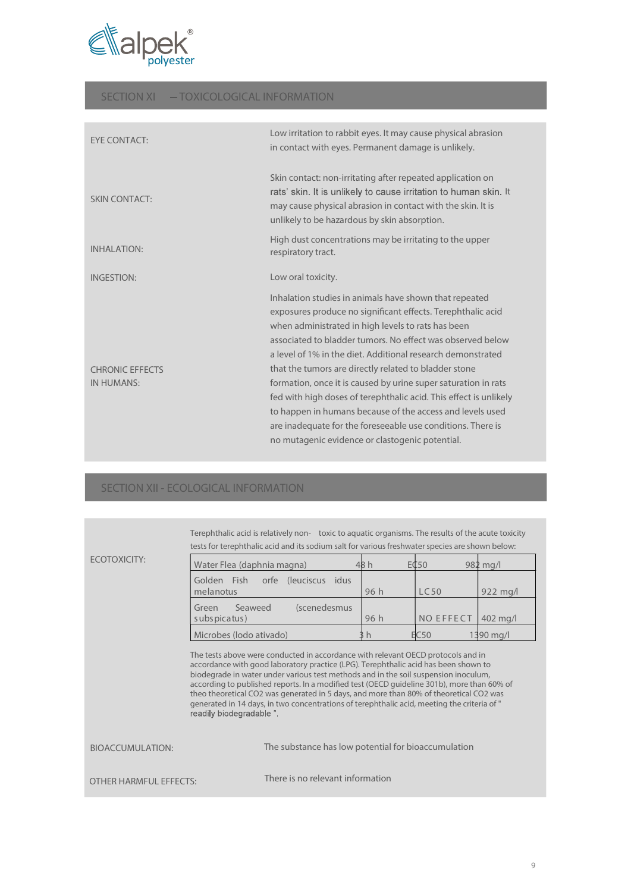## SECTION XI – TOXICOLOGICAL INFORMATION

| | |
|---|---|
| EYE CONTACT: | Low irritation to rabbit eyes. It may cause physical abrasion in contact with eyes. Permanent damage is unlikely. |
| SKIN CONTACT: | Skin contact: non-irritating after repeated application on rats' skin. It is unlikely to cause irritation to human skin. It may cause physical abrasion in contact with the skin. It is unlikely to be hazardous by skin absorption. |
| INHALATION: | High dust concentrations may be irritating to the upper respiratory tract. |
| INGESTION: | Low oral toxicity. |
| CHRONIC EFFECTS IN HUMANS: | Inhalation studies in animals have shown that repeated exposures produce no significant effects. Terephthalic acid when administrated in high levels to rats has been associated to bladder tumors. No effect was observed below a level of 1% in the diet. Additional research demonstrated that the tumors are directly related to bladder stone formation, once it is caused by urine super saturation in rats fed with high doses of terephthalic acid. This effect is unlikely to happen in humans because of the access and levels used are inadequate for the foreseeable use conditions. There is no mutagenic evidence or clastogenic potential. |

## SECTION XII - ECOLOGICAL INFORMATION

**ECOTOXICITY:**

Terephthalic acid is relatively non- toxic to aquatic organisms. The results of the acute toxicity tests for terephthalic acid and its sodium salt for various freshwater species are shown below:

| Species | Time | Endpoint | Value |
|---|---|---|---|
| Water Flea (daphnia magna) | 48 h | EC50 | 982 mg/l |
| Golden Fish orfe (leuciscus idus melanotus | 96 h | LC50 | 922 mg/l |
| Green Seaweed (scenedesmus subspicatus) | 96 h | NO EFFECT | 402 mg/l |
| Microbes (lodo ativado) | 3 h | EC50 | 1390 mg/l |

The tests above were conducted in accordance with relevant OECD protocols and in accordance with good laboratory practice (LPG). Terephthalic acid has been shown to biodegrade in water under various test methods and in the soil suspension inoculum, according to published reports. In a modified test (OECD guideline 301b), more than 60% of theo theoretical $CO_2$ was generated in 5 days, and more than 80% of theoretical $CO_2$ was generated in 14 days, in two concentrations of terephthalic acid, meeting the criteria of " readily biodegradable ".

| | |
|---|---|
| BIOACCUMULATION: | The substance has low potential for bioaccumulation |
| OTHER HARMFUL EFFECTS: | There is no relevant information |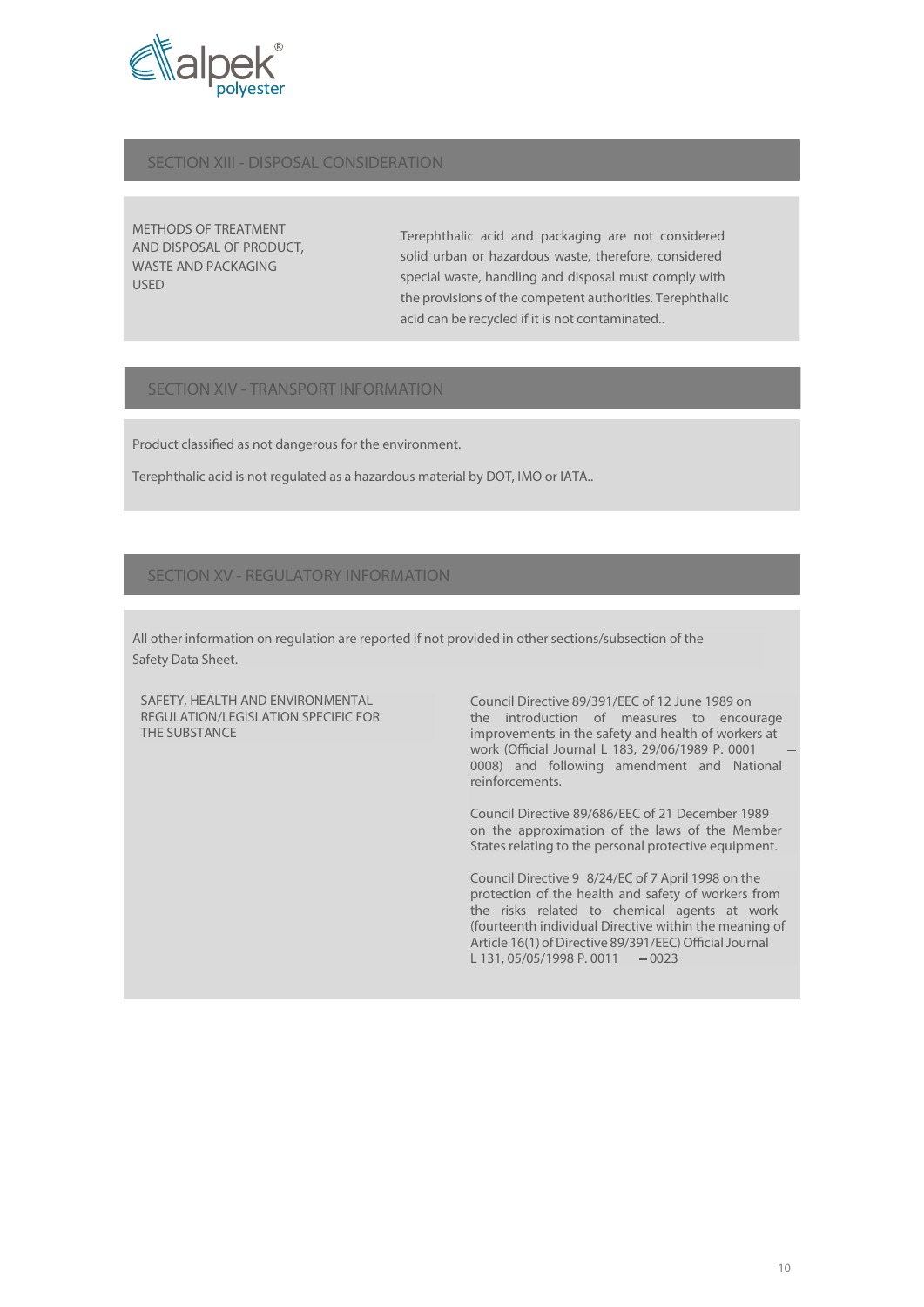## SECTION XIII - DISPOSAL CONSIDERATION

| | |
|---|---|
| METHODS OF TREATMENT AND DISPOSAL OF PRODUCT, WASTE AND PACKAGING USED | Terephthalic acid and packaging are not considered solid urban or hazardous waste, therefore, considered special waste, handling and disposal must comply with the provisions of the competent authorities. Terephthalic acid can be recycled if it is not contaminated.. |

## SECTION XIV - TRANSPORT INFORMATION

Product classified as not dangerous for the environment.

Terephthalic acid is not regulated as a hazardous material by DOT, IMO or IATA..

## SECTION XV - REGULATORY INFORMATION

All other information on regulation are reported if not provided in other sections/subsection of the Safety Data Sheet.

| | |
|---|---|
| SAFETY, HEALTH AND ENVIRONMENTAL REGULATION/LEGISLATION SPECIFIC FOR THE SUBSTANCE | Council Directive 89/391/EEC of 12 June 1989 on the introduction of measures to encourage improvements in the safety and health of workers at work (Official Journal L 183, 29/06/1989 P. 0001 – 0008) and following amendment and National reinforcements.<br><br>Council Directive 89/686/EEC of 21 December 1989 on the approximation of the laws of the Member States relating to the personal protective equipment.<br><br>Council Directive 9 8/24/EC of 7 April 1998 on the protection of the health and safety of workers from the risks related to chemical agents at work (fourteenth individual Directive within the meaning of Article 16(1) of Directive 89/391/EEC) Official Journal L 131, 05/05/1998 P. 0011 – 0023 |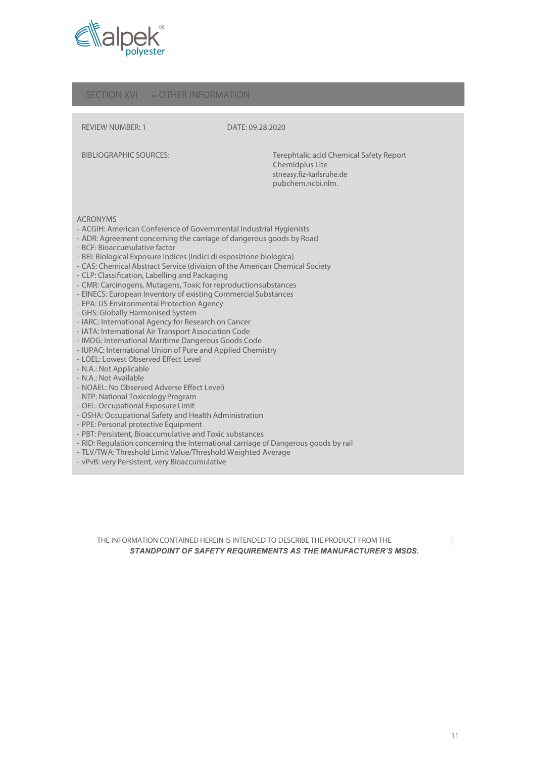## SECTION XVI – OTHER INFORMATION

REVIEW NUMBER: 1 DATE: 09.28.2020

BIBLIOGRAPHIC SOURCES:

Terephtalic acid Chemical Safety Report
ChemIdplus Lite
stneasy.fiz-karlsruhe.de
pubchem.ncbi.nlm.

ACRONYMS

- ACGIH: American Conference of Governmental Industrial Hygienists
- ADR: Agreement concerning the carriage of dangerous goods by Road
- BCF: Bioaccumulative factor
- BEI: Biological Exposure Indices (Indici di esposizione biologica)
- CAS: Chemical Abstract Service (division of the American Chemical Society
- CLP: Classification, Labelling and Packaging
- CMR: Carcinogens, Mutagens, Toxic for reproduction substances
- EINECS: European Inventory of existing Commercial Substances
- EPA: US Environmental Protection Agency
- GHS: Globally Harmonised System
- IARC: International Agency for Research on Cancer
- IATA: International Air Transport Association Code
- IMDG: International Maritime Dangerous Goods Code
- IUPAC: International Union of Pure and Applied Chemistry
- LOEL: Lowest Observed Effect Level
- N.A.: Not Applicable
- N.A.: Not Available
- NOAEL: No Observed Adverse Effect Level)
- NTP: National Toxicology Program
- OEL: Occupational Exposure Limit
- OSHA: Occupational Safety and Health Administration
- PPE: Personal protective Equipment
- PBT: Persistent, Bioaccumulative and Toxic substances
- RID: Regulation concerning the International carriage of Dangerous goods by rail
- TLV/TWA: Threshold Limit Value/Threshold Weighted Average
- vPvB: very Persistent, very Bioaccumulative

THE INFORMATION CONTAINED HEREIN IS INTENDED TO DESCRIBE THE PRODUCT FROM THE ***STANDPOINT OF SAFETY REQUIREMENTS AS THE MANUFACTURER'S MSDS.***